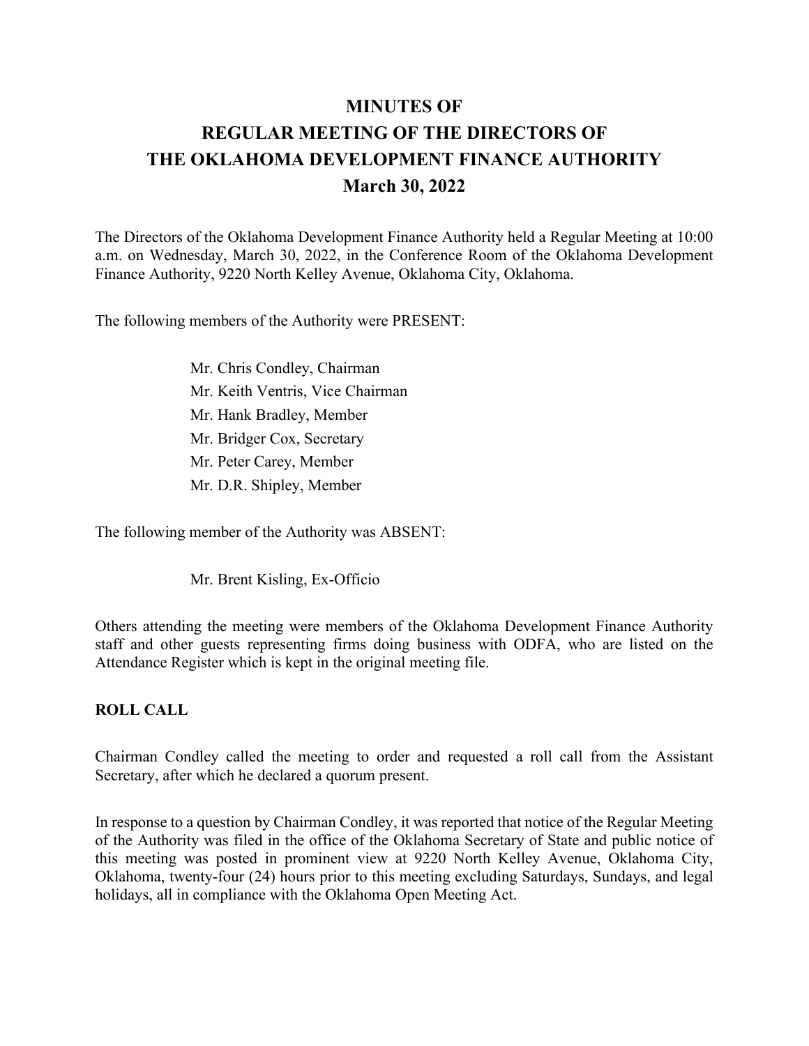# MINUTES OF
# REGULAR MEETING OF THE DIRECTORS OF
# THE OKLAHOMA DEVELOPMENT FINANCE AUTHORITY
# March 30, 2022

The Directors of the Oklahoma Development Finance Authority held a Regular Meeting at 10:00 a.m. on Wednesday, March 30, 2022, in the Conference Room of the Oklahoma Development Finance Authority, 9220 North Kelley Avenue, Oklahoma City, Oklahoma.

The following members of the Authority were PRESENT:

Mr. Chris Condley, Chairman
Mr. Keith Ventris, Vice Chairman
Mr. Hank Bradley, Member
Mr. Bridger Cox, Secretary
Mr. Peter Carey, Member
Mr. D.R. Shipley, Member

The following member of the Authority was ABSENT:

Mr. Brent Kisling, Ex-Officio

Others attending the meeting were members of the Oklahoma Development Finance Authority staff and other guests representing firms doing business with ODFA, who are listed on the Attendance Register which is kept in the original meeting file.

## ROLL CALL

Chairman Condley called the meeting to order and requested a roll call from the Assistant Secretary, after which he declared a quorum present.

In response to a question by Chairman Condley, it was reported that notice of the Regular Meeting of the Authority was filed in the office of the Oklahoma Secretary of State and public notice of this meeting was posted in prominent view at 9220 North Kelley Avenue, Oklahoma City, Oklahoma, twenty-four (24) hours prior to this meeting excluding Saturdays, Sundays, and legal holidays, all in compliance with the Oklahoma Open Meeting Act.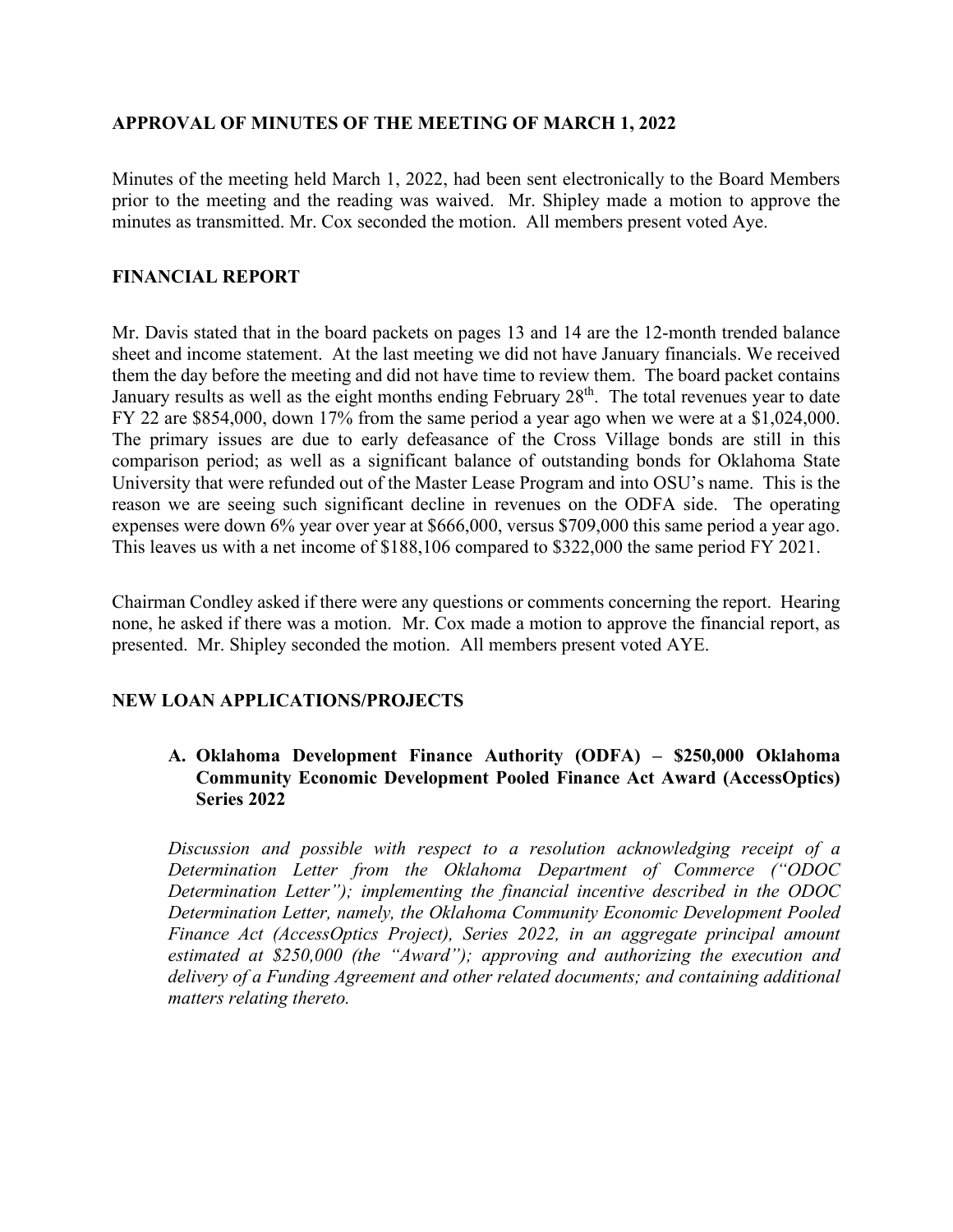## APPROVAL OF MINUTES OF THE MEETING OF MARCH 1, 2022

Minutes of the meeting held March 1, 2022, had been sent electronically to the Board Members prior to the meeting and the reading was waived. Mr. Shipley made a motion to approve the minutes as transmitted. Mr. Cox seconded the motion. All members present voted Aye.

## FINANCIAL REPORT

Mr. Davis stated that in the board packets on pages 13 and 14 are the 12-month trended balance sheet and income statement. At the last meeting we did not have January financials. We received them the day before the meeting and did not have time to review them. The board packet contains January results as well as the eight months ending February 28th. The total revenues year to date FY 22 are $854,000, down 17% from the same period a year ago when we were at a $1,024,000. The primary issues are due to early defeasance of the Cross Village bonds are still in this comparison period; as well as a significant balance of outstanding bonds for Oklahoma State University that were refunded out of the Master Lease Program and into OSU's name. This is the reason we are seeing such significant decline in revenues on the ODFA side. The operating expenses were down 6% year over year at $666,000, versus $709,000 this same period a year ago. This leaves us with a net income of $188,106 compared to $322,000 the same period FY 2021.

Chairman Condley asked if there were any questions or comments concerning the report. Hearing none, he asked if there was a motion. Mr. Cox made a motion to approve the financial report, as presented. Mr. Shipley seconded the motion. All members present voted AYE.

## NEW LOAN APPLICATIONS/PROJECTS

### A. Oklahoma Development Finance Authority (ODFA) – $250,000 Oklahoma Community Economic Development Pooled Finance Act Award (AccessOptics) Series 2022

*Discussion and possible with respect to a resolution acknowledging receipt of a Determination Letter from the Oklahoma Department of Commerce ("ODOC Determination Letter"); implementing the financial incentive described in the ODOC Determination Letter, namely, the Oklahoma Community Economic Development Pooled Finance Act (AccessOptics Project), Series 2022, in an aggregate principal amount estimated at $250,000 (the "Award"); approving and authorizing the execution and delivery of a Funding Agreement and other related documents; and containing additional matters relating thereto.*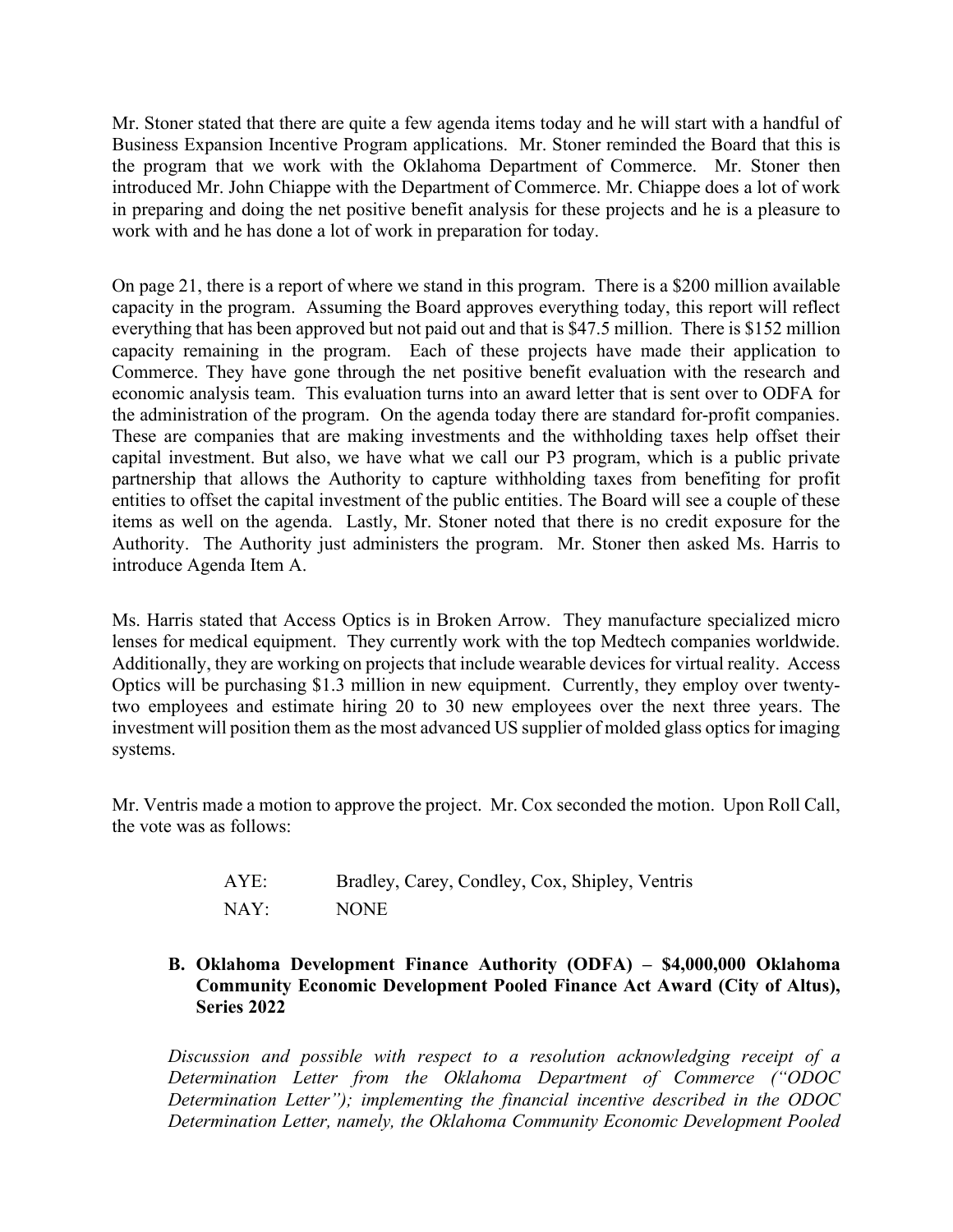Mr. Stoner stated that there are quite a few agenda items today and he will start with a handful of Business Expansion Incentive Program applications. Mr. Stoner reminded the Board that this is the program that we work with the Oklahoma Department of Commerce. Mr. Stoner then introduced Mr. John Chiappe with the Department of Commerce. Mr. Chiappe does a lot of work in preparing and doing the net positive benefit analysis for these projects and he is a pleasure to work with and he has done a lot of work in preparation for today.

On page 21, there is a report of where we stand in this program. There is a $200 million available capacity in the program. Assuming the Board approves everything today, this report will reflect everything that has been approved but not paid out and that is $47.5 million. There is $152 million capacity remaining in the program. Each of these projects have made their application to Commerce. They have gone through the net positive benefit evaluation with the research and economic analysis team. This evaluation turns into an award letter that is sent over to ODFA for the administration of the program. On the agenda today there are standard for-profit companies. These are companies that are making investments and the withholding taxes help offset their capital investment. But also, we have what we call our P3 program, which is a public private partnership that allows the Authority to capture withholding taxes from benefiting for profit entities to offset the capital investment of the public entities. The Board will see a couple of these items as well on the agenda. Lastly, Mr. Stoner noted that there is no credit exposure for the Authority. The Authority just administers the program. Mr. Stoner then asked Ms. Harris to introduce Agenda Item A.

Ms. Harris stated that Access Optics is in Broken Arrow. They manufacture specialized micro lenses for medical equipment. They currently work with the top Medtech companies worldwide. Additionally, they are working on projects that include wearable devices for virtual reality. Access Optics will be purchasing $1.3 million in new equipment. Currently, they employ over twenty-two employees and estimate hiring 20 to 30 new employees over the next three years. The investment will position them as the most advanced US supplier of molded glass optics for imaging systems.

Mr. Ventris made a motion to approve the project. Mr. Cox seconded the motion. Upon Roll Call, the vote was as follows:

AYE: Bradley, Carey, Condley, Cox, Shipley, Ventris

NAY: NONE

**B. Oklahoma Development Finance Authority (ODFA) – $4,000,000 Oklahoma Community Economic Development Pooled Finance Act Award (City of Altus), Series 2022**

*Discussion and possible with respect to a resolution acknowledging receipt of a Determination Letter from the Oklahoma Department of Commerce ("ODOC Determination Letter"); implementing the financial incentive described in the ODOC Determination Letter, namely, the Oklahoma Community Economic Development Pooled*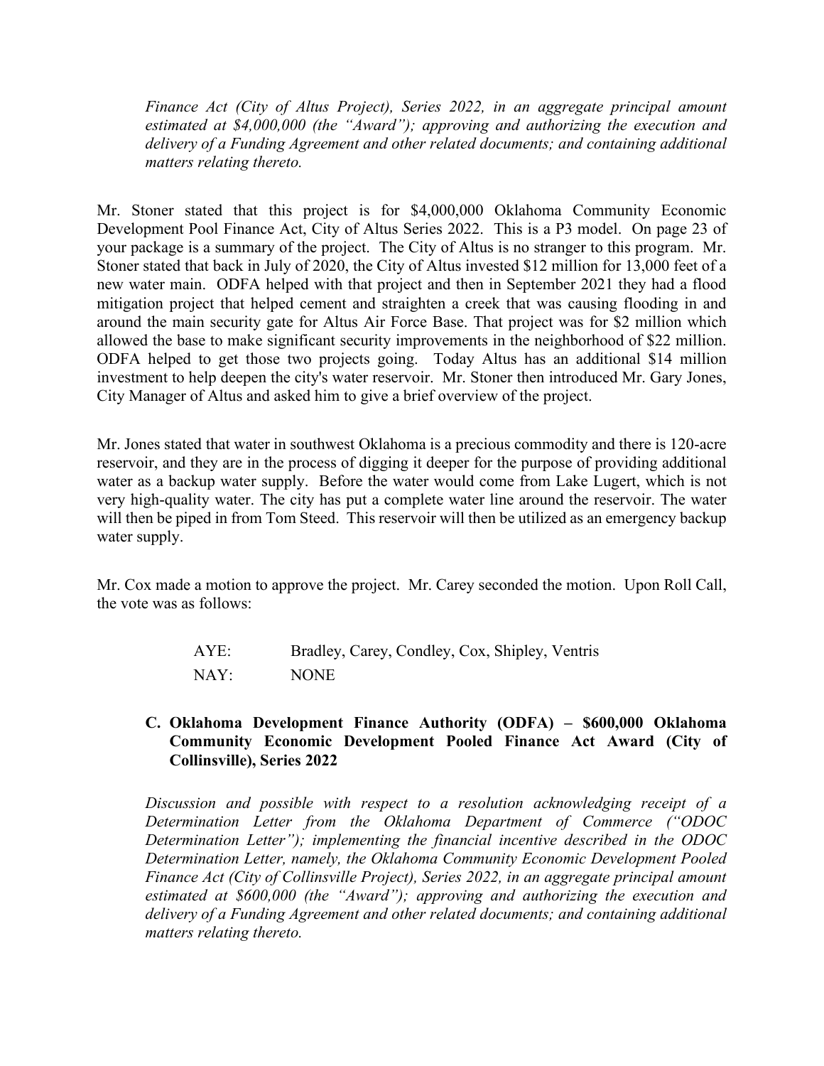*Finance Act (City of Altus Project), Series 2022, in an aggregate principal amount estimated at $4,000,000 (the "Award"); approving and authorizing the execution and delivery of a Funding Agreement and other related documents; and containing additional matters relating thereto.*

Mr. Stoner stated that this project is for $4,000,000 Oklahoma Community Economic Development Pool Finance Act, City of Altus Series 2022. This is a P3 model. On page 23 of your package is a summary of the project. The City of Altus is no stranger to this program. Mr. Stoner stated that back in July of 2020, the City of Altus invested $12 million for 13,000 feet of a new water main. ODFA helped with that project and then in September 2021 they had a flood mitigation project that helped cement and straighten a creek that was causing flooding in and around the main security gate for Altus Air Force Base. That project was for $2 million which allowed the base to make significant security improvements in the neighborhood of $22 million. ODFA helped to get those two projects going. Today Altus has an additional $14 million investment to help deepen the city's water reservoir. Mr. Stoner then introduced Mr. Gary Jones, City Manager of Altus and asked him to give a brief overview of the project.

Mr. Jones stated that water in southwest Oklahoma is a precious commodity and there is 120-acre reservoir, and they are in the process of digging it deeper for the purpose of providing additional water as a backup water supply. Before the water would come from Lake Lugert, which is not very high-quality water. The city has put a complete water line around the reservoir. The water will then be piped in from Tom Steed. This reservoir will then be utilized as an emergency backup water supply.

Mr. Cox made a motion to approve the project. Mr. Carey seconded the motion. Upon Roll Call, the vote was as follows:

AYE: Bradley, Carey, Condley, Cox, Shipley, Ventris

NAY: NONE

**C. Oklahoma Development Finance Authority (ODFA) – $600,000 Oklahoma Community Economic Development Pooled Finance Act Award (City of Collinsville), Series 2022**

*Discussion and possible with respect to a resolution acknowledging receipt of a Determination Letter from the Oklahoma Department of Commerce ("ODOC Determination Letter"); implementing the financial incentive described in the ODOC Determination Letter, namely, the Oklahoma Community Economic Development Pooled Finance Act (City of Collinsville Project), Series 2022, in an aggregate principal amount estimated at $600,000 (the "Award"); approving and authorizing the execution and delivery of a Funding Agreement and other related documents; and containing additional matters relating thereto.*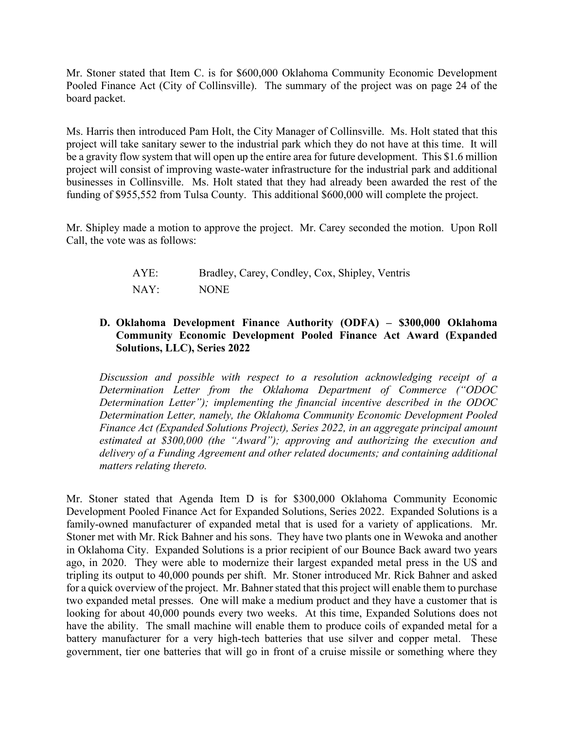Mr. Stoner stated that Item C. is for $600,000 Oklahoma Community Economic Development Pooled Finance Act (City of Collinsville). The summary of the project was on page 24 of the board packet.

Ms. Harris then introduced Pam Holt, the City Manager of Collinsville. Ms. Holt stated that this project will take sanitary sewer to the industrial park which they do not have at this time. It will be a gravity flow system that will open up the entire area for future development. This $1.6 million project will consist of improving waste-water infrastructure for the industrial park and additional businesses in Collinsville. Ms. Holt stated that they had already been awarded the rest of the funding of $955,552 from Tulsa County. This additional $600,000 will complete the project.

Mr. Shipley made a motion to approve the project. Mr. Carey seconded the motion. Upon Roll Call, the vote was as follows:

AYE: Bradley, Carey, Condley, Cox, Shipley, Ventris

NAY: NONE

**D. Oklahoma Development Finance Authority (ODFA) – $300,000 Oklahoma Community Economic Development Pooled Finance Act Award (Expanded Solutions, LLC), Series 2022**

*Discussion and possible with respect to a resolution acknowledging receipt of a Determination Letter from the Oklahoma Department of Commerce ("ODOC Determination Letter"); implementing the financial incentive described in the ODOC Determination Letter, namely, the Oklahoma Community Economic Development Pooled Finance Act (Expanded Solutions Project), Series 2022, in an aggregate principal amount estimated at $300,000 (the "Award"); approving and authorizing the execution and delivery of a Funding Agreement and other related documents; and containing additional matters relating thereto.*

Mr. Stoner stated that Agenda Item D is for $300,000 Oklahoma Community Economic Development Pooled Finance Act for Expanded Solutions, Series 2022. Expanded Solutions is a family-owned manufacturer of expanded metal that is used for a variety of applications. Mr. Stoner met with Mr. Rick Bahner and his sons. They have two plants one in Wewoka and another in Oklahoma City. Expanded Solutions is a prior recipient of our Bounce Back award two years ago, in 2020. They were able to modernize their largest expanded metal press in the US and tripling its output to 40,000 pounds per shift. Mr. Stoner introduced Mr. Rick Bahner and asked for a quick overview of the project. Mr. Bahner stated that this project will enable them to purchase two expanded metal presses. One will make a medium product and they have a customer that is looking for about 40,000 pounds every two weeks. At this time, Expanded Solutions does not have the ability. The small machine will enable them to produce coils of expanded metal for a battery manufacturer for a very high-tech batteries that use silver and copper metal. These government, tier one batteries that will go in front of a cruise missile or something where they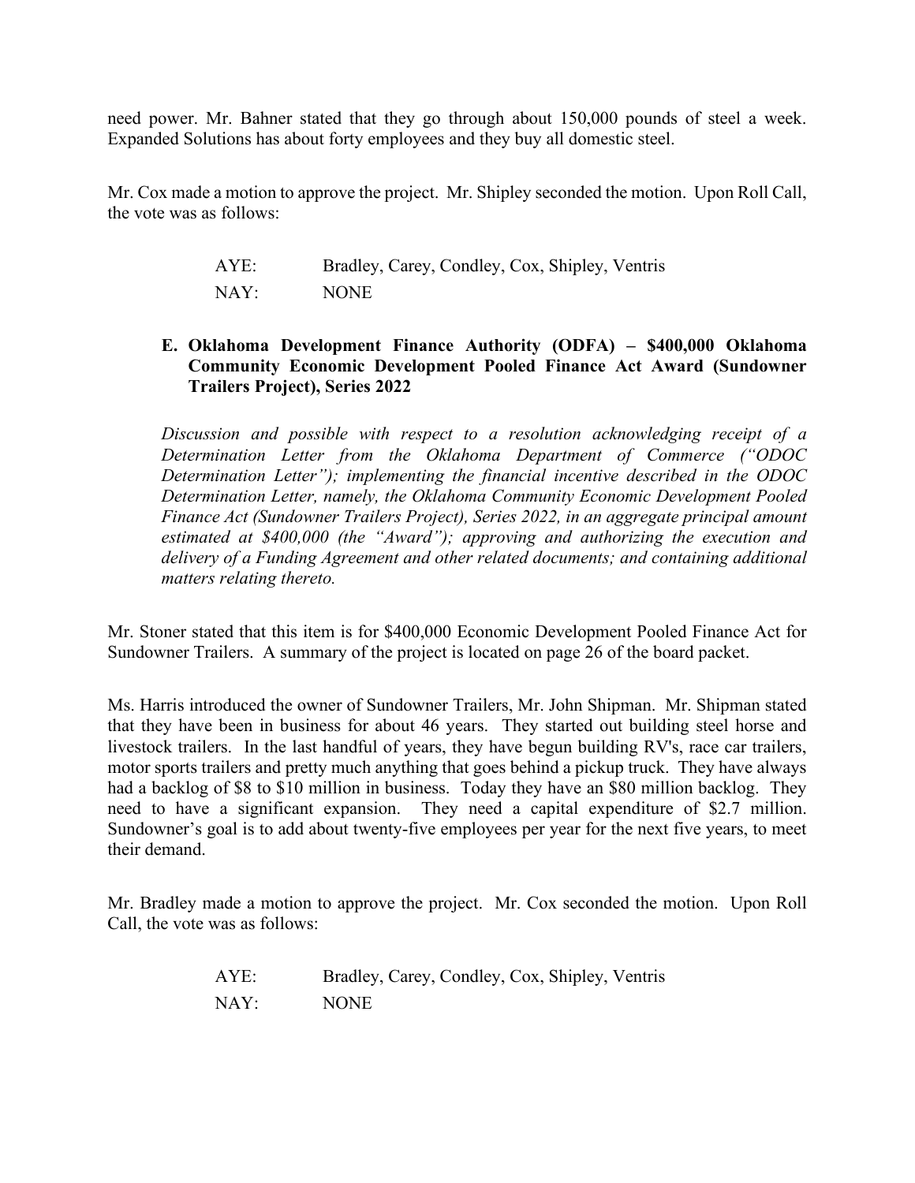need power. Mr. Bahner stated that they go through about 150,000 pounds of steel a week. Expanded Solutions has about forty employees and they buy all domestic steel.

Mr. Cox made a motion to approve the project. Mr. Shipley seconded the motion. Upon Roll Call, the vote was as follows:

AYE: Bradley, Carey, Condley, Cox, Shipley, Ventris

NAY: NONE

**E. Oklahoma Development Finance Authority (ODFA) – $400,000 Oklahoma Community Economic Development Pooled Finance Act Award (Sundowner Trailers Project), Series 2022**

*Discussion and possible with respect to a resolution acknowledging receipt of a Determination Letter from the Oklahoma Department of Commerce ("ODOC Determination Letter"); implementing the financial incentive described in the ODOC Determination Letter, namely, the Oklahoma Community Economic Development Pooled Finance Act (Sundowner Trailers Project), Series 2022, in an aggregate principal amount estimated at $400,000 (the "Award"); approving and authorizing the execution and delivery of a Funding Agreement and other related documents; and containing additional matters relating thereto.*

Mr. Stoner stated that this item is for $400,000 Economic Development Pooled Finance Act for Sundowner Trailers. A summary of the project is located on page 26 of the board packet.

Ms. Harris introduced the owner of Sundowner Trailers, Mr. John Shipman. Mr. Shipman stated that they have been in business for about 46 years. They started out building steel horse and livestock trailers. In the last handful of years, they have begun building RV's, race car trailers, motor sports trailers and pretty much anything that goes behind a pickup truck. They have always had a backlog of $8 to $10 million in business. Today they have an $80 million backlog. They need to have a significant expansion. They need a capital expenditure of $2.7 million. Sundowner's goal is to add about twenty-five employees per year for the next five years, to meet their demand.

Mr. Bradley made a motion to approve the project. Mr. Cox seconded the motion. Upon Roll Call, the vote was as follows:

AYE: Bradley, Carey, Condley, Cox, Shipley, Ventris

NAY: NONE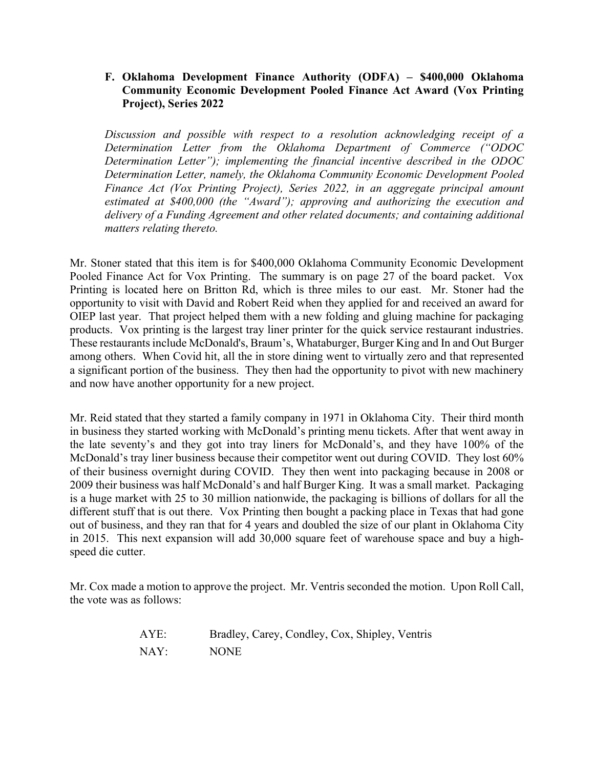**F. Oklahoma Development Finance Authority (ODFA) – $400,000 Oklahoma Community Economic Development Pooled Finance Act Award (Vox Printing Project), Series 2022**

*Discussion and possible with respect to a resolution acknowledging receipt of a Determination Letter from the Oklahoma Department of Commerce ("ODOC Determination Letter"); implementing the financial incentive described in the ODOC Determination Letter, namely, the Oklahoma Community Economic Development Pooled Finance Act (Vox Printing Project), Series 2022, in an aggregate principal amount estimated at $400,000 (the "Award"); approving and authorizing the execution and delivery of a Funding Agreement and other related documents; and containing additional matters relating thereto.*

Mr. Stoner stated that this item is for $400,000 Oklahoma Community Economic Development Pooled Finance Act for Vox Printing. The summary is on page 27 of the board packet. Vox Printing is located here on Britton Rd, which is three miles to our east. Mr. Stoner had the opportunity to visit with David and Robert Reid when they applied for and received an award for OIEP last year. That project helped them with a new folding and gluing machine for packaging products. Vox printing is the largest tray liner printer for the quick service restaurant industries. These restaurants include McDonald's, Braum's, Whataburger, Burger King and In and Out Burger among others. When Covid hit, all the in store dining went to virtually zero and that represented a significant portion of the business. They then had the opportunity to pivot with new machinery and now have another opportunity for a new project.

Mr. Reid stated that they started a family company in 1971 in Oklahoma City. Their third month in business they started working with McDonald's printing menu tickets. After that went away in the late seventy's and they got into tray liners for McDonald's, and they have 100% of the McDonald's tray liner business because their competitor went out during COVID. They lost 60% of their business overnight during COVID. They then went into packaging because in 2008 or 2009 their business was half McDonald's and half Burger King. It was a small market. Packaging is a huge market with 25 to 30 million nationwide, the packaging is billions of dollars for all the different stuff that is out there. Vox Printing then bought a packing place in Texas that had gone out of business, and they ran that for 4 years and doubled the size of our plant in Oklahoma City in 2015. This next expansion will add 30,000 square feet of warehouse space and buy a high-speed die cutter.

Mr. Cox made a motion to approve the project. Mr. Ventris seconded the motion. Upon Roll Call, the vote was as follows:

| | |
|---|---|
| AYE: | Bradley, Carey, Condley, Cox, Shipley, Ventris |
| NAY: | NONE |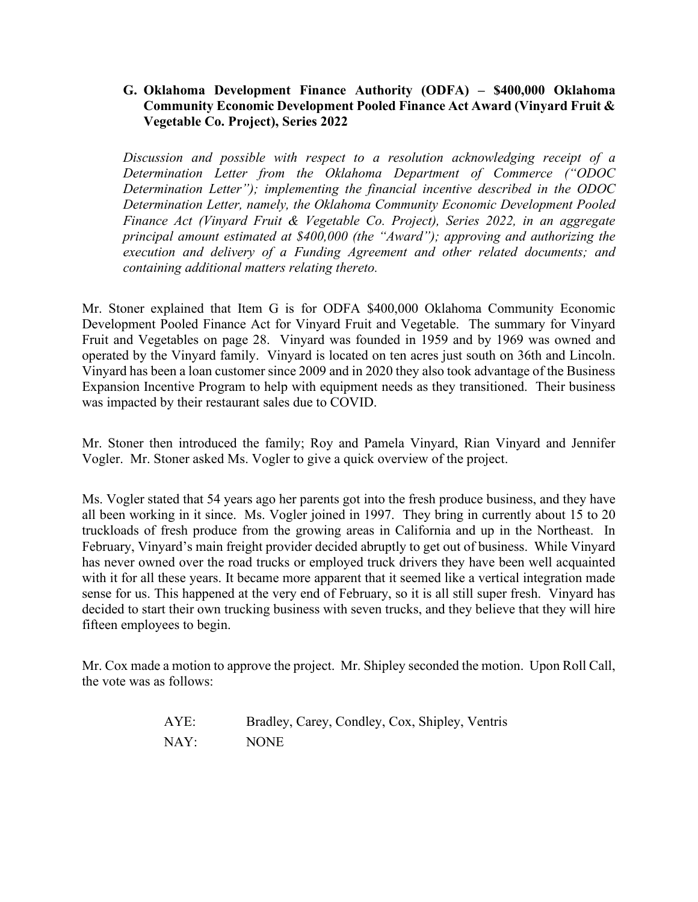**G. Oklahoma Development Finance Authority (ODFA) – $400,000 Oklahoma Community Economic Development Pooled Finance Act Award (Vinyard Fruit & Vegetable Co. Project), Series 2022**

*Discussion and possible with respect to a resolution acknowledging receipt of a Determination Letter from the Oklahoma Department of Commerce ("ODOC Determination Letter"); implementing the financial incentive described in the ODOC Determination Letter, namely, the Oklahoma Community Economic Development Pooled Finance Act (Vinyard Fruit & Vegetable Co. Project), Series 2022, in an aggregate principal amount estimated at $400,000 (the "Award"); approving and authorizing the execution and delivery of a Funding Agreement and other related documents; and containing additional matters relating thereto.*

Mr. Stoner explained that Item G is for ODFA $400,000 Oklahoma Community Economic Development Pooled Finance Act for Vinyard Fruit and Vegetable. The summary for Vinyard Fruit and Vegetables on page 28. Vinyard was founded in 1959 and by 1969 was owned and operated by the Vinyard family. Vinyard is located on ten acres just south on 36th and Lincoln. Vinyard has been a loan customer since 2009 and in 2020 they also took advantage of the Business Expansion Incentive Program to help with equipment needs as they transitioned. Their business was impacted by their restaurant sales due to COVID.

Mr. Stoner then introduced the family; Roy and Pamela Vinyard, Rian Vinyard and Jennifer Vogler. Mr. Stoner asked Ms. Vogler to give a quick overview of the project.

Ms. Vogler stated that 54 years ago her parents got into the fresh produce business, and they have all been working in it since. Ms. Vogler joined in 1997. They bring in currently about 15 to 20 truckloads of fresh produce from the growing areas in California and up in the Northeast. In February, Vinyard's main freight provider decided abruptly to get out of business. While Vinyard has never owned over the road trucks or employed truck drivers they have been well acquainted with it for all these years. It became more apparent that it seemed like a vertical integration made sense for us. This happened at the very end of February, so it is all still super fresh. Vinyard has decided to start their own trucking business with seven trucks, and they believe that they will hire fifteen employees to begin.

Mr. Cox made a motion to approve the project. Mr. Shipley seconded the motion. Upon Roll Call, the vote was as follows:

AYE: Bradley, Carey, Condley, Cox, Shipley, Ventris

NAY: NONE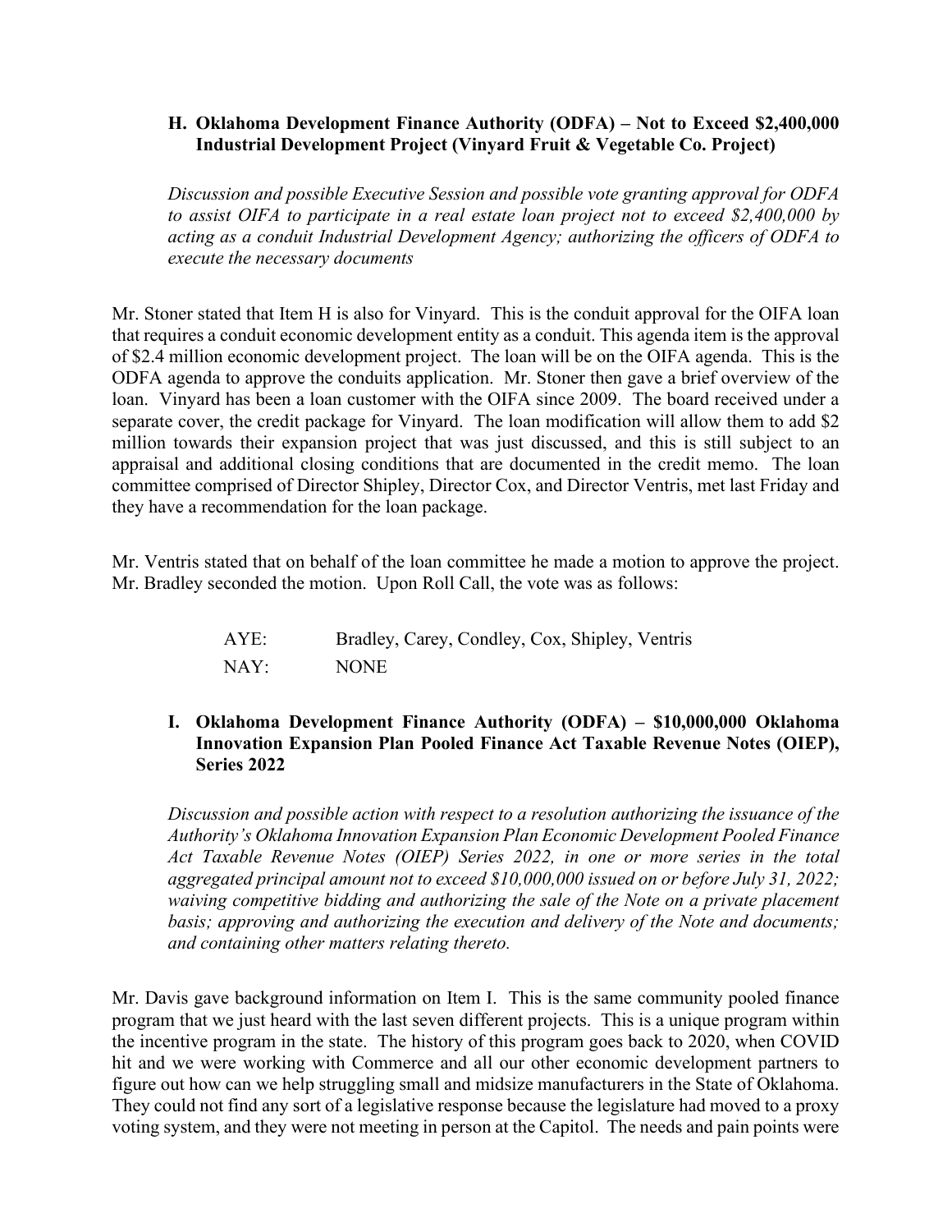### H. Oklahoma Development Finance Authority (ODFA) – Not to Exceed $2,400,000 Industrial Development Project (Vinyard Fruit & Vegetable Co. Project)

*Discussion and possible Executive Session and possible vote granting approval for ODFA to assist OIFA to participate in a real estate loan project not to exceed $2,400,000 by acting as a conduit Industrial Development Agency; authorizing the officers of ODFA to execute the necessary documents*

Mr. Stoner stated that Item H is also for Vinyard. This is the conduit approval for the OIFA loan that requires a conduit economic development entity as a conduit. This agenda item is the approval of $2.4 million economic development project. The loan will be on the OIFA agenda. This is the ODFA agenda to approve the conduits application. Mr. Stoner then gave a brief overview of the loan. Vinyard has been a loan customer with the OIFA since 2009. The board received under a separate cover, the credit package for Vinyard. The loan modification will allow them to add $2 million towards their expansion project that was just discussed, and this is still subject to an appraisal and additional closing conditions that are documented in the credit memo. The loan committee comprised of Director Shipley, Director Cox, and Director Ventris, met last Friday and they have a recommendation for the loan package.

Mr. Ventris stated that on behalf of the loan committee he made a motion to approve the project. Mr. Bradley seconded the motion. Upon Roll Call, the vote was as follows:

AYE: Bradley, Carey, Condley, Cox, Shipley, Ventris
NAY: NONE

### I. Oklahoma Development Finance Authority (ODFA) – $10,000,000 Oklahoma Innovation Expansion Plan Pooled Finance Act Taxable Revenue Notes (OIEP), Series 2022

*Discussion and possible action with respect to a resolution authorizing the issuance of the Authority's Oklahoma Innovation Expansion Plan Economic Development Pooled Finance Act Taxable Revenue Notes (OIEP) Series 2022, in one or more series in the total aggregated principal amount not to exceed $10,000,000 issued on or before July 31, 2022; waiving competitive bidding and authorizing the sale of the Note on a private placement basis; approving and authorizing the execution and delivery of the Note and documents; and containing other matters relating thereto.*

Mr. Davis gave background information on Item I. This is the same community pooled finance program that we just heard with the last seven different projects. This is a unique program within the incentive program in the state. The history of this program goes back to 2020, when COVID hit and we were working with Commerce and all our other economic development partners to figure out how can we help struggling small and midsize manufacturers in the State of Oklahoma. They could not find any sort of a legislative response because the legislature had moved to a proxy voting system, and they were not meeting in person at the Capitol. The needs and pain points were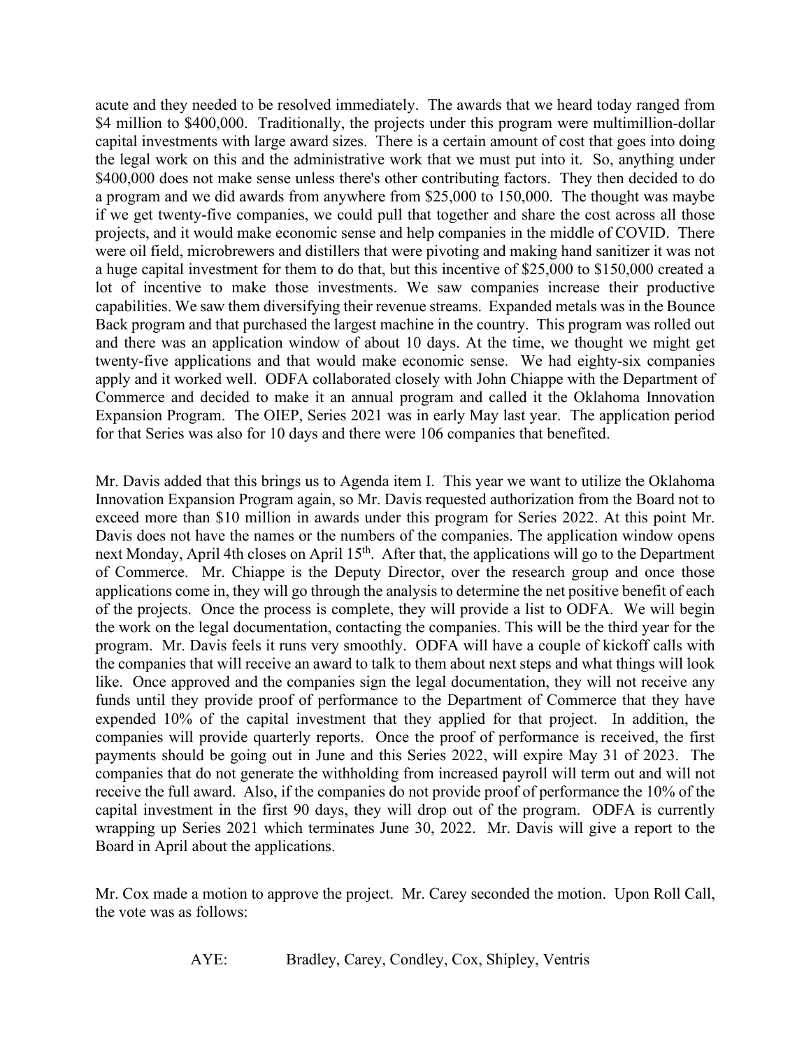acute and they needed to be resolved immediately. The awards that we heard today ranged from $4 million to $400,000. Traditionally, the projects under this program were multimillion-dollar capital investments with large award sizes. There is a certain amount of cost that goes into doing the legal work on this and the administrative work that we must put into it. So, anything under $400,000 does not make sense unless there's other contributing factors. They then decided to do a program and we did awards from anywhere from $25,000 to 150,000. The thought was maybe if we get twenty-five companies, we could pull that together and share the cost across all those projects, and it would make economic sense and help companies in the middle of COVID. There were oil field, microbrewers and distillers that were pivoting and making hand sanitizer it was not a huge capital investment for them to do that, but this incentive of $25,000 to $150,000 created a lot of incentive to make those investments. We saw companies increase their productive capabilities. We saw them diversifying their revenue streams. Expanded metals was in the Bounce Back program and that purchased the largest machine in the country. This program was rolled out and there was an application window of about 10 days. At the time, we thought we might get twenty-five applications and that would make economic sense. We had eighty-six companies apply and it worked well. ODFA collaborated closely with John Chiappe with the Department of Commerce and decided to make it an annual program and called it the Oklahoma Innovation Expansion Program. The OIEP, Series 2021 was in early May last year. The application period for that Series was also for 10 days and there were 106 companies that benefited.

Mr. Davis added that this brings us to Agenda item I. This year we want to utilize the Oklahoma Innovation Expansion Program again, so Mr. Davis requested authorization from the Board not to exceed more than $10 million in awards under this program for Series 2022. At this point Mr. Davis does not have the names or the numbers of the companies. The application window opens next Monday, April 4th closes on April 15th. After that, the applications will go to the Department of Commerce. Mr. Chiappe is the Deputy Director, over the research group and once those applications come in, they will go through the analysis to determine the net positive benefit of each of the projects. Once the process is complete, they will provide a list to ODFA. We will begin the work on the legal documentation, contacting the companies. This will be the third year for the program. Mr. Davis feels it runs very smoothly. ODFA will have a couple of kickoff calls with the companies that will receive an award to talk to them about next steps and what things will look like. Once approved and the companies sign the legal documentation, they will not receive any funds until they provide proof of performance to the Department of Commerce that they have expended 10% of the capital investment that they applied for that project. In addition, the companies will provide quarterly reports. Once the proof of performance is received, the first payments should be going out in June and this Series 2022, will expire May 31 of 2023. The companies that do not generate the withholding from increased payroll will term out and will not receive the full award. Also, if the companies do not provide proof of performance the 10% of the capital investment in the first 90 days, they will drop out of the program. ODFA is currently wrapping up Series 2021 which terminates June 30, 2022. Mr. Davis will give a report to the Board in April about the applications.

Mr. Cox made a motion to approve the project. Mr. Carey seconded the motion. Upon Roll Call, the vote was as follows:

AYE: Bradley, Carey, Condley, Cox, Shipley, Ventris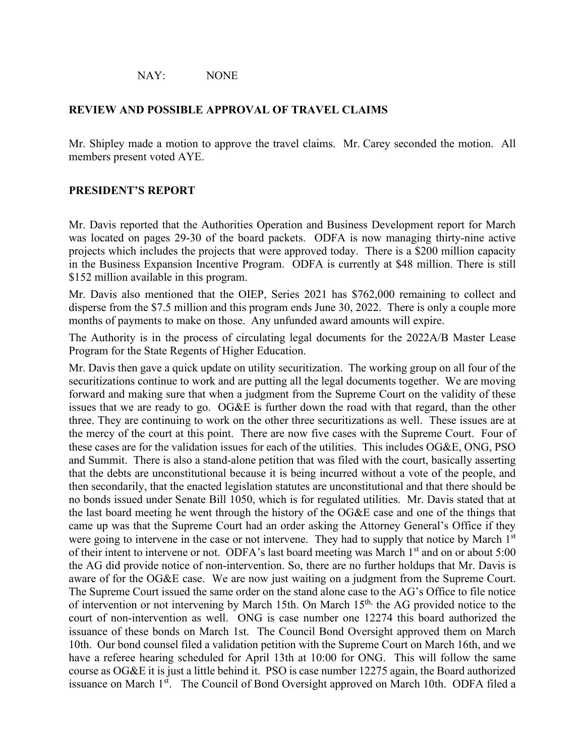NAY: NONE

**REVIEW AND POSSIBLE APPROVAL OF TRAVEL CLAIMS**

Mr. Shipley made a motion to approve the travel claims. Mr. Carey seconded the motion. All members present voted AYE.

**PRESIDENT'S REPORT**

Mr. Davis reported that the Authorities Operation and Business Development report for March was located on pages 29-30 of the board packets. ODFA is now managing thirty-nine active projects which includes the projects that were approved today. There is a $200 million capacity in the Business Expansion Incentive Program. ODFA is currently at $48 million. There is still $152 million available in this program.

Mr. Davis also mentioned that the OIEP, Series 2021 has $762,000 remaining to collect and disperse from the $7.5 million and this program ends June 30, 2022. There is only a couple more months of payments to make on those. Any unfunded award amounts will expire.

The Authority is in the process of circulating legal documents for the 2022A/B Master Lease Program for the State Regents of Higher Education.

Mr. Davis then gave a quick update on utility securitization. The working group on all four of the securitizations continue to work and are putting all the legal documents together. We are moving forward and making sure that when a judgment from the Supreme Court on the validity of these issues that we are ready to go. OG&E is further down the road with that regard, than the other three. They are continuing to work on the other three securitizations as well. These issues are at the mercy of the court at this point. There are now five cases with the Supreme Court. Four of these cases are for the validation issues for each of the utilities. This includes OG&E, ONG, PSO and Summit. There is also a stand-alone petition that was filed with the court, basically asserting that the debts are unconstitutional because it is being incurred without a vote of the people, and then secondarily, that the enacted legislation statutes are unconstitutional and that there should be no bonds issued under Senate Bill 1050, which is for regulated utilities. Mr. Davis stated that at the last board meeting he went through the history of the OG&E case and one of the things that came up was that the Supreme Court had an order asking the Attorney General's Office if they were going to intervene in the case or not intervene. They had to supply that notice by March 1st of their intent to intervene or not. ODFA's last board meeting was March 1st and on or about 5:00 the AG did provide notice of non-intervention. So, there are no further holdups that Mr. Davis is aware of for the OG&E case. We are now just waiting on a judgment from the Supreme Court. The Supreme Court issued the same order on the stand alone case to the AG's Office to file notice of intervention or not intervening by March 15th. On March 15th, the AG provided notice to the court of non-intervention as well. ONG is case number one 12274 this board authorized the issuance of these bonds on March 1st. The Council Bond Oversight approved them on March 10th. Our bond counsel filed a validation petition with the Supreme Court on March 16th, and we have a referee hearing scheduled for April 13th at 10:00 for ONG. This will follow the same course as OG&E it is just a little behind it. PSO is case number 12275 again, the Board authorized issuance on March 1st. The Council of Bond Oversight approved on March 10th. ODFA filed a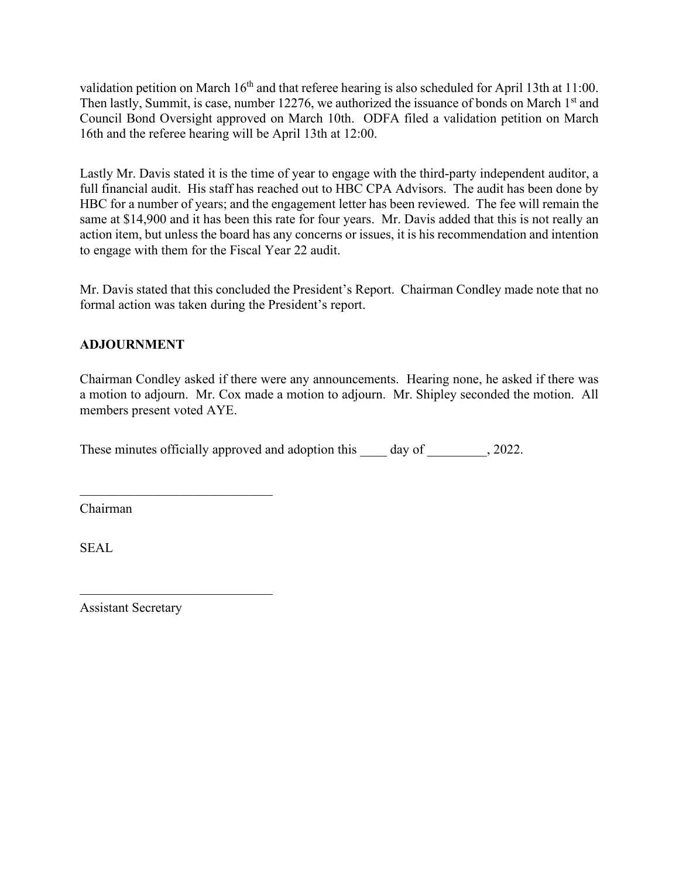validation petition on March 16th and that referee hearing is also scheduled for April 13th at 11:00. Then lastly, Summit, is case, number 12276, we authorized the issuance of bonds on March 1st and Council Bond Oversight approved on March 10th. ODFA filed a validation petition on March 16th and the referee hearing will be April 13th at 12:00.

Lastly Mr. Davis stated it is the time of year to engage with the third-party independent auditor, a full financial audit. His staff has reached out to HBC CPA Advisors. The audit has been done by HBC for a number of years; and the engagement letter has been reviewed. The fee will remain the same at $14,900 and it has been this rate for four years. Mr. Davis added that this is not really an action item, but unless the board has any concerns or issues, it is his recommendation and intention to engage with them for the Fiscal Year 22 audit.

Mr. Davis stated that this concluded the President's Report. Chairman Condley made note that no formal action was taken during the President's report.

**ADJOURNMENT**

Chairman Condley asked if there were any announcements. Hearing none, he asked if there was a motion to adjourn. Mr. Cox made a motion to adjourn. Mr. Shipley seconded the motion. All members present voted AYE.

These minutes officially approved and adoption this ____ day of _________, 2022.

______________________________

Chairman

SEAL

______________________________

Assistant Secretary